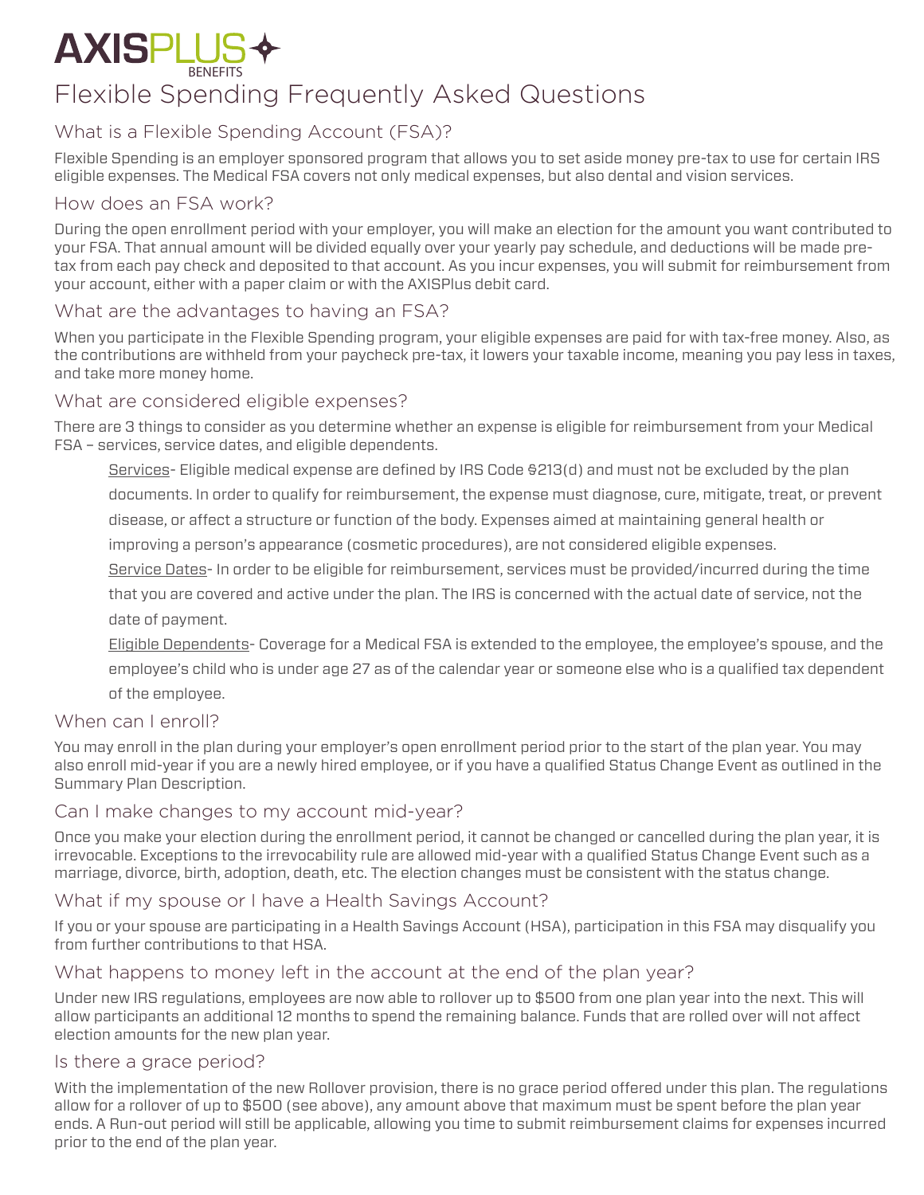# AXISPLUS BENEFITS

# Flexible Spending Frequently Asked Questions

## What is a Flexible Spending Account (FSA)?

Flexible Spending is an employer sponsored program that allows you to set aside money pre-tax to use for certain IRS eligible expenses. The Medical FSA covers not only medical expenses, but also dental and vision services.

## How does an FSA work?

During the open enrollment period with your employer, you will make an election for the amount you want contributed to your FSA. That annual amount will be divided equally over your yearly pay schedule, and deductions will be made pre-tax from each pay check and deposited to that account. As you incur expenses, you will submit for reimbursement from your account, either with a paper claim or with the AXISPlus debit card.

## What are the advantages to having an FSA?

When you participate in the Flexible Spending program, your eligible expenses are paid for with tax-free money. Also, as the contributions are withheld from your paycheck pre-tax, it lowers your taxable income, meaning you pay less in taxes, and take more money home.

## What are considered eligible expenses?

There are 3 things to consider as you determine whether an expense is eligible for reimbursement from your Medical FSA – services, service dates, and eligible dependents.

<u>Services</u>- Eligible medical expense are defined by IRS Code §213(d) and must not be excluded by the plan documents. In order to qualify for reimbursement, the expense must diagnose, cure, mitigate, treat, or prevent disease, or affect a structure or function of the body. Expenses aimed at maintaining general health or improving a person's appearance (cosmetic procedures), are not considered eligible expenses.

<u>Service Dates</u>- In order to be eligible for reimbursement, services must be provided/incurred during the time that you are covered and active under the plan. The IRS is concerned with the actual date of service, not the date of payment.

<u>Eligible Dependents</u>- Coverage for a Medical FSA is extended to the employee, the employee's spouse, and the employee's child who is under age 27 as of the calendar year or someone else who is a qualified tax dependent of the employee.

## When can I enroll?

You may enroll in the plan during your employer's open enrollment period prior to the start of the plan year. You may also enroll mid-year if you are a newly hired employee, or if you have a qualified Status Change Event as outlined in the Summary Plan Description.

## Can I make changes to my account mid-year?

Once you make your election during the enrollment period, it cannot be changed or cancelled during the plan year, it is irrevocable. Exceptions to the irrevocability rule are allowed mid-year with a qualified Status Change Event such as a marriage, divorce, birth, adoption, death, etc. The election changes must be consistent with the status change.

## What if my spouse or I have a Health Savings Account?

If you or your spouse are participating in a Health Savings Account (HSA), participation in this FSA may disqualify you from further contributions to that HSA.

## What happens to money left in the account at the end of the plan year?

Under new IRS regulations, employees are now able to rollover up to $500 from one plan year into the next. This will allow participants an additional 12 months to spend the remaining balance. Funds that are rolled over will not affect election amounts for the new plan year.

## Is there a grace period?

With the implementation of the new Rollover provision, there is no grace period offered under this plan. The regulations allow for a rollover of up to $500 (see above), any amount above that maximum must be spent before the plan year ends. A Run-out period will still be applicable, allowing you time to submit reimbursement claims for expenses incurred prior to the end of the plan year.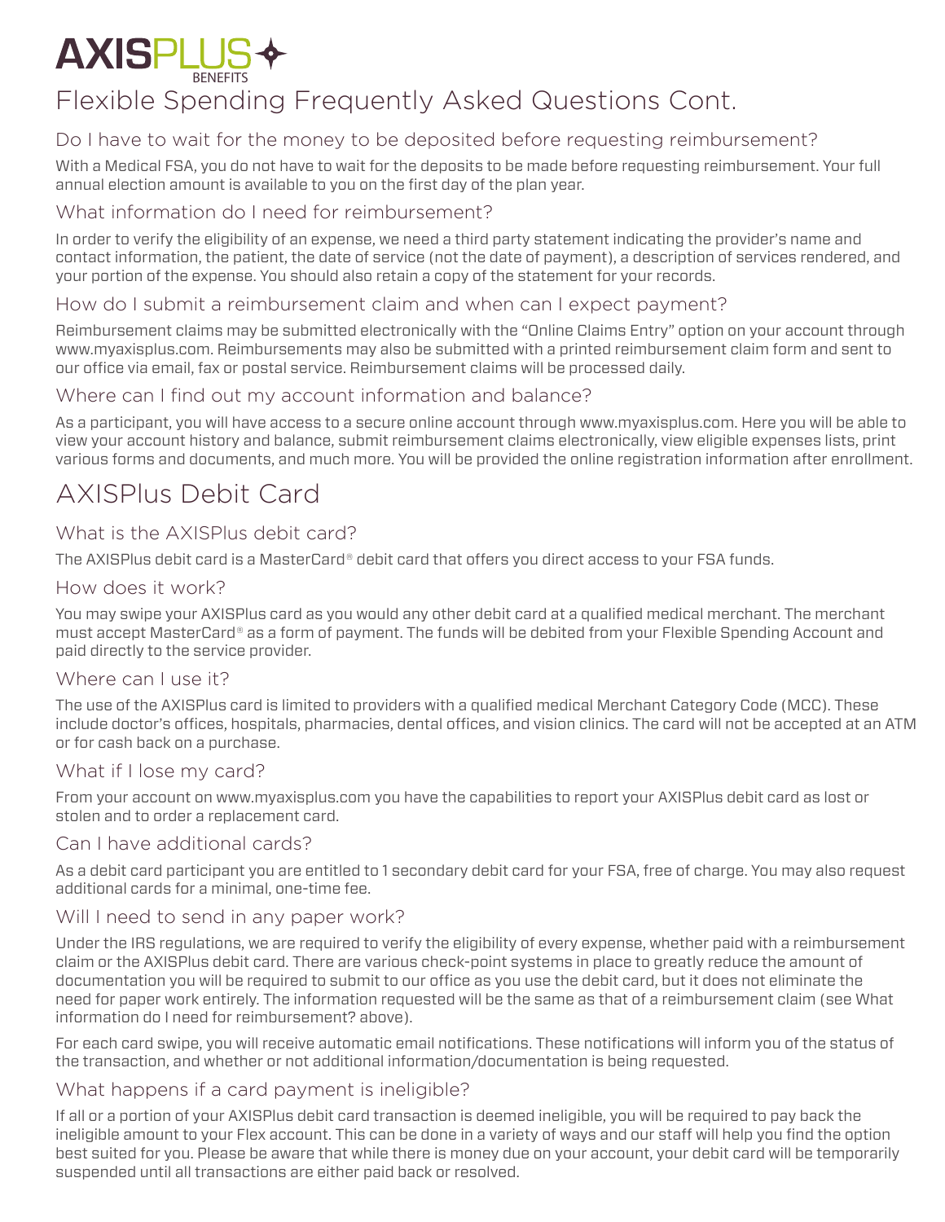# AXISPLUS BENEFITS

# Flexible Spending Frequently Asked Questions Cont.

### Do I have to wait for the money to be deposited before requesting reimbursement?

With a Medical FSA, you do not have to wait for the deposits to be made before requesting reimbursement. Your full annual election amount is available to you on the first day of the plan year.

### What information do I need for reimbursement?

In order to verify the eligibility of an expense, we need a third party statement indicating the provider's name and contact information, the patient, the date of service (not the date of payment), a description of services rendered, and your portion of the expense. You should also retain a copy of the statement for your records.

### How do I submit a reimbursement claim and when can I expect payment?

Reimbursement claims may be submitted electronically with the "Online Claims Entry" option on your account through www.myaxisplus.com. Reimbursements may also be submitted with a printed reimbursement claim form and sent to our office via email, fax or postal service. Reimbursement claims will be processed daily.

### Where can I find out my account information and balance?

As a participant, you will have access to a secure online account through www.myaxisplus.com. Here you will be able to view your account history and balance, submit reimbursement claims electronically, view eligible expenses lists, print various forms and documents, and much more. You will be provided the online registration information after enrollment.

## AXISPlus Debit Card

### What is the AXISPlus debit card?

The AXISPlus debit card is a MasterCard® debit card that offers you direct access to your FSA funds.

### How does it work?

You may swipe your AXISPlus card as you would any other debit card at a qualified medical merchant. The merchant must accept MasterCard® as a form of payment. The funds will be debited from your Flexible Spending Account and paid directly to the service provider.

### Where can I use it?

The use of the AXISPlus card is limited to providers with a qualified medical Merchant Category Code (MCC). These include doctor's offices, hospitals, pharmacies, dental offices, and vision clinics. The card will not be accepted at an ATM or for cash back on a purchase.

### What if I lose my card?

From your account on www.myaxisplus.com you have the capabilities to report your AXISPlus debit card as lost or stolen and to order a replacement card.

### Can I have additional cards?

As a debit card participant you are entitled to 1 secondary debit card for your FSA, free of charge. You may also request additional cards for a minimal, one-time fee.

### Will I need to send in any paper work?

Under the IRS regulations, we are required to verify the eligibility of every expense, whether paid with a reimbursement claim or the AXISPlus debit card. There are various check-point systems in place to greatly reduce the amount of documentation you will be required to submit to our office as you use the debit card, but it does not eliminate the need for paper work entirely. The information requested will be the same as that of a reimbursement claim (see What information do I need for reimbursement? above).

For each card swipe, you will receive automatic email notifications. These notifications will inform you of the status of the transaction, and whether or not additional information/documentation is being requested.

### What happens if a card payment is ineligible?

If all or a portion of your AXISPlus debit card transaction is deemed ineligible, you will be required to pay back the ineligible amount to your Flex account. This can be done in a variety of ways and our staff will help you find the option best suited for you. Please be aware that while there is money due on your account, your debit card will be temporarily suspended until all transactions are either paid back or resolved.